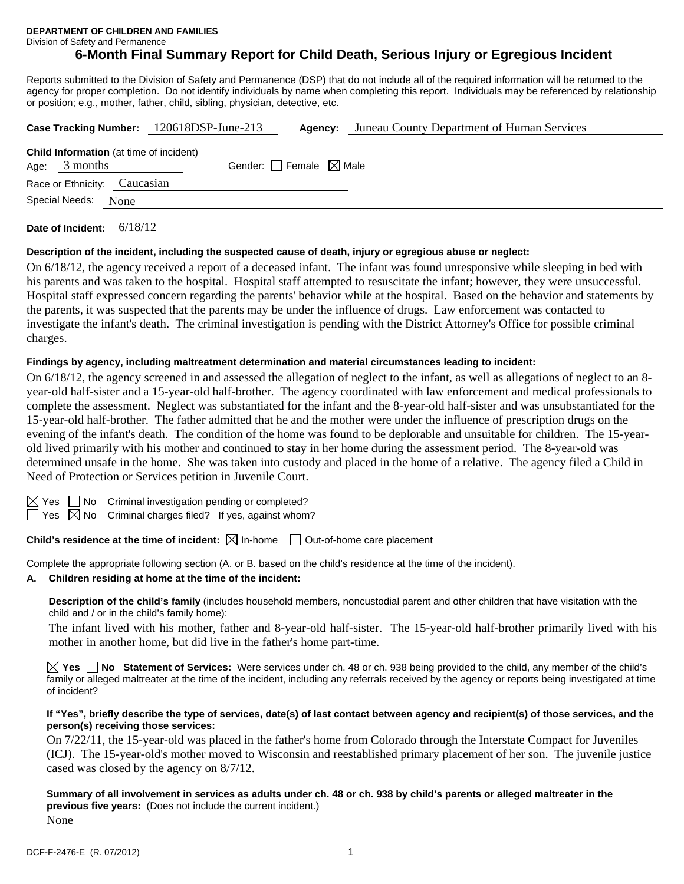**DEPARTMENT OF CHILDREN AND FAMILIES**
Division of Safety and Permanence

# 6-Month Final Summary Report for Child Death, Serious Injury or Egregious Incident

Reports submitted to the Division of Safety and Permanence (DSP) that do not include all of the required information will be returned to the agency for proper completion. Do not identify individuals by name when completing this report. Individuals may be referenced by relationship or position; e.g., mother, father, child, sibling, physician, detective, etc.

**Case Tracking Number:** 120618DSP-June-213 **Agency:** Juneau County Department of Human Services

**Child Information** (at time of incident)
Age: 3 months Gender: ☐ Female ☒ Male
Race or Ethnicity: Caucasian
Special Needs: None

**Date of Incident:** 6/18/12

**Description of the incident, including the suspected cause of death, injury or egregious abuse or neglect:**

On 6/18/12, the agency received a report of a deceased infant. The infant was found unresponsive while sleeping in bed with his parents and was taken to the hospital. Hospital staff attempted to resuscitate the infant; however, they were unsuccessful. Hospital staff expressed concern regarding the parents' behavior while at the hospital. Based on the behavior and statements by the parents, it was suspected that the parents may be under the influence of drugs. Law enforcement was contacted to investigate the infant's death. The criminal investigation is pending with the District Attorney's Office for possible criminal charges.

**Findings by agency, including maltreatment determination and material circumstances leading to incident:**

On 6/18/12, the agency screened in and assessed the allegation of neglect to the infant, as well as allegations of neglect to an 8-year-old half-sister and a 15-year-old half-brother. The agency coordinated with law enforcement and medical professionals to complete the assessment. Neglect was substantiated for the infant and the 8-year-old half-sister and was unsubstantiated for the 15-year-old half-brother. The father admitted that he and the mother were under the influence of prescription drugs on the evening of the infant's death. The condition of the home was found to be deplorable and unsuitable for children. The 15-year-old lived primarily with his mother and continued to stay in her home during the assessment period. The 8-year-old was determined unsafe in the home. She was taken into custody and placed in the home of a relative. The agency filed a Child in Need of Protection or Services petition in Juvenile Court.

☒ Yes ☐ No Criminal investigation pending or completed?
☐ Yes ☒ No Criminal charges filed? If yes, against whom?

**Child's residence at the time of incident:** ☒ In-home ☐ Out-of-home care placement

Complete the appropriate following section (A. or B. based on the child's residence at the time of the incident).

**A. Children residing at home at the time of the incident:**

**Description of the child's family** (includes household members, noncustodial parent and other children that have visitation with the child and / or in the child's family home):

The infant lived with his mother, father and 8-year-old half-sister. The 15-year-old half-brother primarily lived with his mother in another home, but did live in the father's home part-time.

☒ **Yes** ☐ **No Statement of Services:** Were services under ch. 48 or ch. 938 being provided to the child, any member of the child's family or alleged maltreater at the time of the incident, including any referrals received by the agency or reports being investigated at time of incident?

**If "Yes", briefly describe the type of services, date(s) of last contact between agency and recipient(s) of those services, and the person(s) receiving those services:**

On 7/22/11, the 15-year-old was placed in the father's home from Colorado through the Interstate Compact for Juveniles (ICJ). The 15-year-old's mother moved to Wisconsin and reestablished primary placement of her son. The juvenile justice cased was closed by the agency on 8/7/12.

**Summary of all involvement in services as adults under ch. 48 or ch. 938 by child's parents or alleged maltreater in the previous five years:** (Does not include the current incident.)
None

DCF-F-2476-E (R. 07/2012)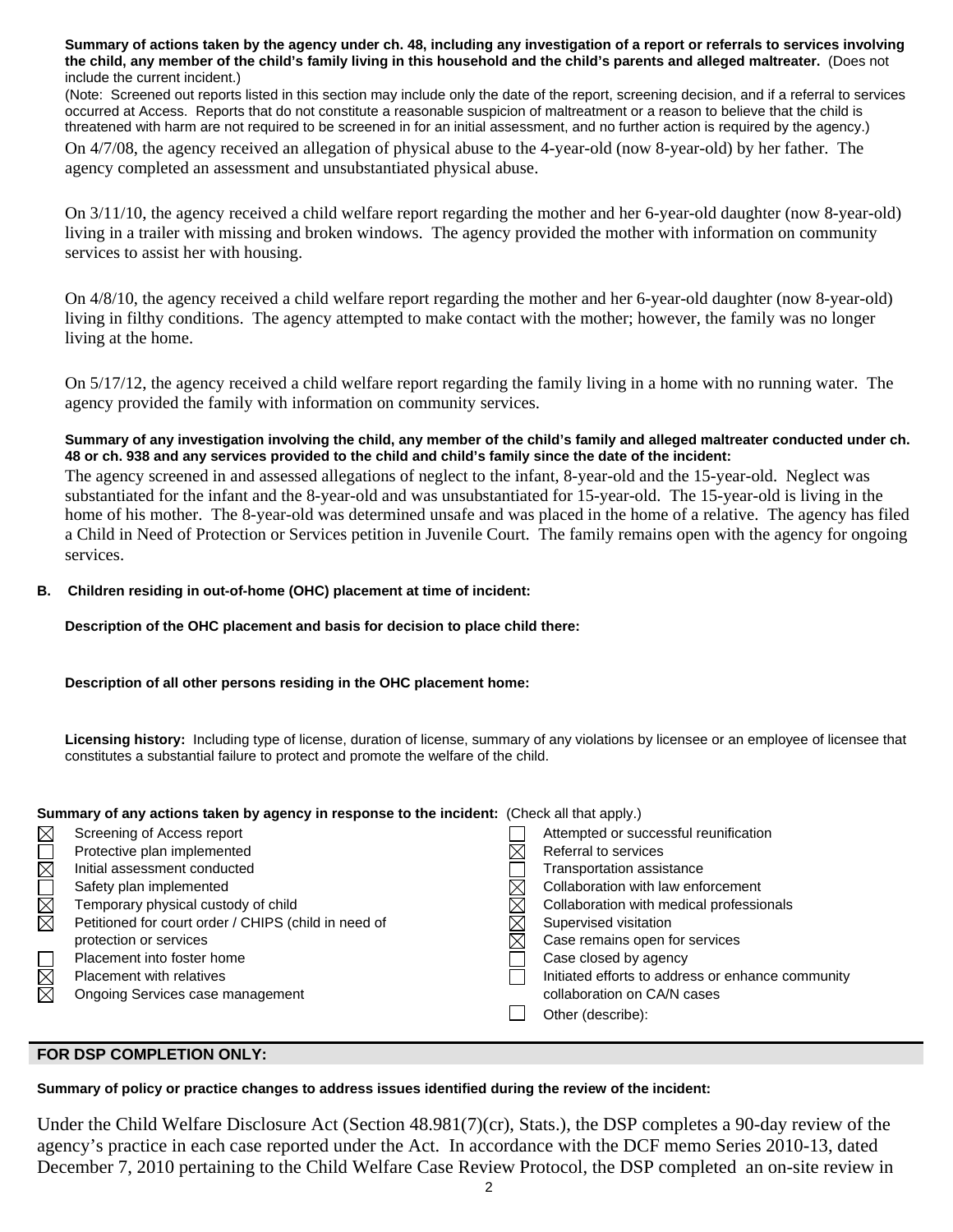**Summary of actions taken by the agency under ch. 48, including any investigation of a report or referrals to services involving the child, any member of the child's family living in this household and the child's parents and alleged maltreater.** (Does not include the current incident.)

(Note: Screened out reports listed in this section may include only the date of the report, screening decision, and if a referral to services occurred at Access. Reports that do not constitute a reasonable suspicion of maltreatment or a reason to believe that the child is threatened with harm are not required to be screened in for an initial assessment, and no further action is required by the agency.)

On 4/7/08, the agency received an allegation of physical abuse to the 4-year-old (now 8-year-old) by her father. The agency completed an assessment and unsubstantiated physical abuse.

On 3/11/10, the agency received a child welfare report regarding the mother and her 6-year-old daughter (now 8-year-old) living in a trailer with missing and broken windows. The agency provided the mother with information on community services to assist her with housing.

On 4/8/10, the agency received a child welfare report regarding the mother and her 6-year-old daughter (now 8-year-old) living in filthy conditions. The agency attempted to make contact with the mother; however, the family was no longer living at the home.

On 5/17/12, the agency received a child welfare report regarding the family living in a home with no running water. The agency provided the family with information on community services.

**Summary of any investigation involving the child, any member of the child's family and alleged maltreater conducted under ch. 48 or ch. 938 and any services provided to the child and child's family since the date of the incident:**

The agency screened in and assessed allegations of neglect to the infant, 8-year-old and the 15-year-old. Neglect was substantiated for the infant and the 8-year-old and was unsubstantiated for 15-year-old. The 15-year-old is living in the home of his mother. The 8-year-old was determined unsafe and was placed in the home of a relative. The agency has filed a Child in Need of Protection or Services petition in Juvenile Court. The family remains open with the agency for ongoing services.

**B. Children residing in out-of-home (OHC) placement at time of incident:**

**Description of the OHC placement and basis for decision to place child there:**

**Description of all other persons residing in the OHC placement home:**

**Licensing history:** Including type of license, duration of license, summary of any violations by licensee or an employee of licensee that constitutes a substantial failure to protect and promote the welfare of the child.

**Summary of any actions taken by agency in response to the incident:** (Check all that apply.)

- ☒ Screening of Access report
- ☐ Protective plan implemented
- ☒ Initial assessment conducted
- ☐ Safety plan implemented
- ☒ Temporary physical custody of child
- ☒ Petitioned for court order / CHIPS (child in need of protection or services
- ☐ Placement into foster home
- ☒ Placement with relatives
- ☒ Ongoing Services case management
- ☐ Attempted or successful reunification
- ☒ Referral to services
- ☐ Transportation assistance
- ☒ Collaboration with law enforcement
- ☒ Collaboration with medical professionals
- ☒ Supervised visitation
- ☒ Case remains open for services
- ☐ Case closed by agency
- ☐ Initiated efforts to address or enhance community collaboration on CA/N cases
- ☐ Other (describe):

## FOR DSP COMPLETION ONLY:

**Summary of policy or practice changes to address issues identified during the review of the incident:**

Under the Child Welfare Disclosure Act (Section 48.981(7)(cr), Stats.), the DSP completes a 90-day review of the agency's practice in each case reported under the Act. In accordance with the DCF memo Series 2010-13, dated December 7, 2010 pertaining to the Child Welfare Case Review Protocol, the DSP completed an on-site review in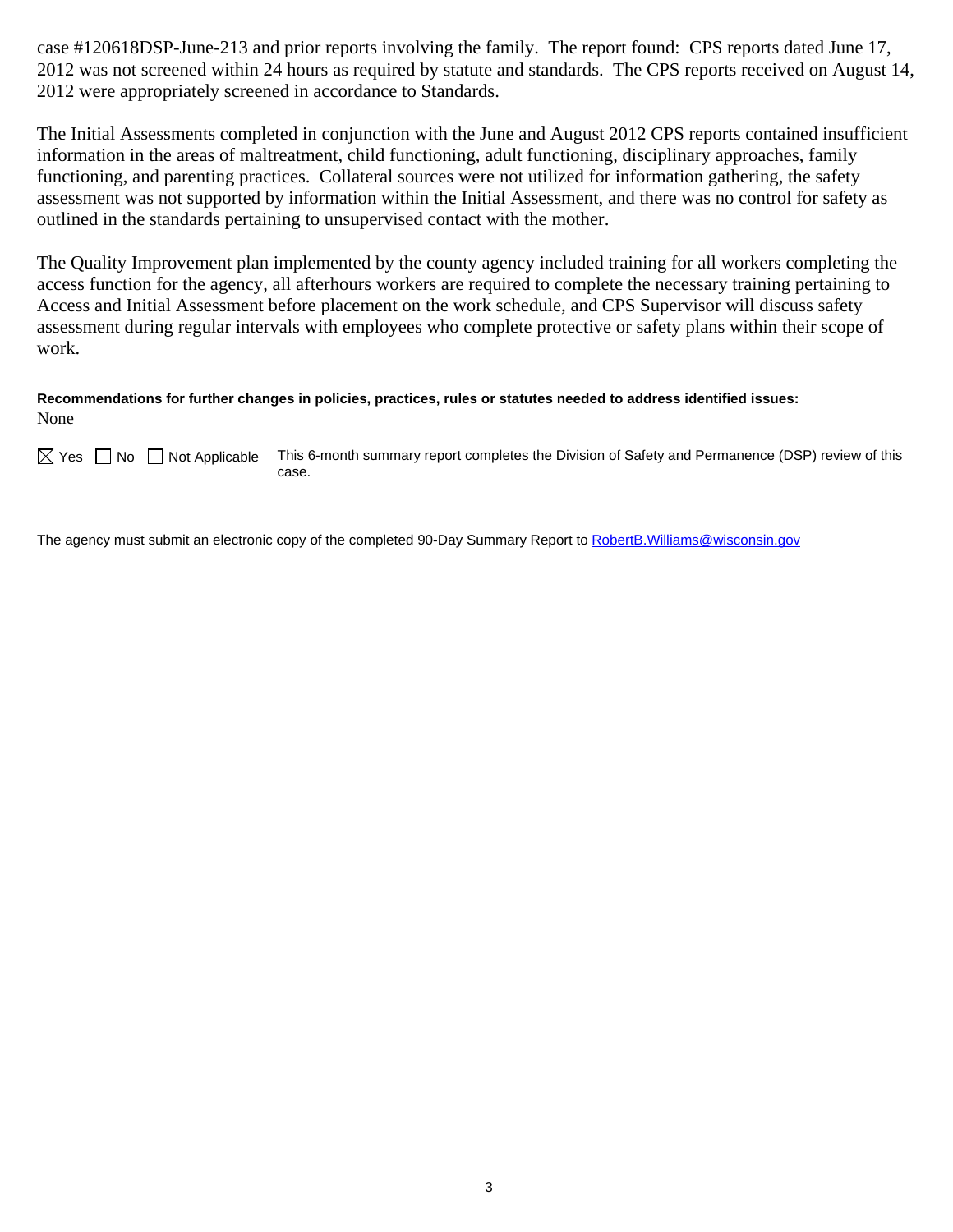case #120618DSP-June-213 and prior reports involving the family. The report found: CPS reports dated June 17, 2012 was not screened within 24 hours as required by statute and standards. The CPS reports received on August 14, 2012 were appropriately screened in accordance to Standards.

The Initial Assessments completed in conjunction with the June and August 2012 CPS reports contained insufficient information in the areas of maltreatment, child functioning, adult functioning, disciplinary approaches, family functioning, and parenting practices. Collateral sources were not utilized for information gathering, the safety assessment was not supported by information within the Initial Assessment, and there was no control for safety as outlined in the standards pertaining to unsupervised contact with the mother.

The Quality Improvement plan implemented by the county agency included training for all workers completing the access function for the agency, all afterhours workers are required to complete the necessary training pertaining to Access and Initial Assessment before placement on the work schedule, and CPS Supervisor will discuss safety assessment during regular intervals with employees who complete protective or safety plans within their scope of work.

**Recommendations for further changes in policies, practices, rules or statutes needed to address identified issues:**

None

☒ Yes ☐ No ☐ Not Applicable This 6-month summary report completes the Division of Safety and Permanence (DSP) review of this case.

The agency must submit an electronic copy of the completed 90-Day Summary Report to RobertB.Williams@wisconsin.gov